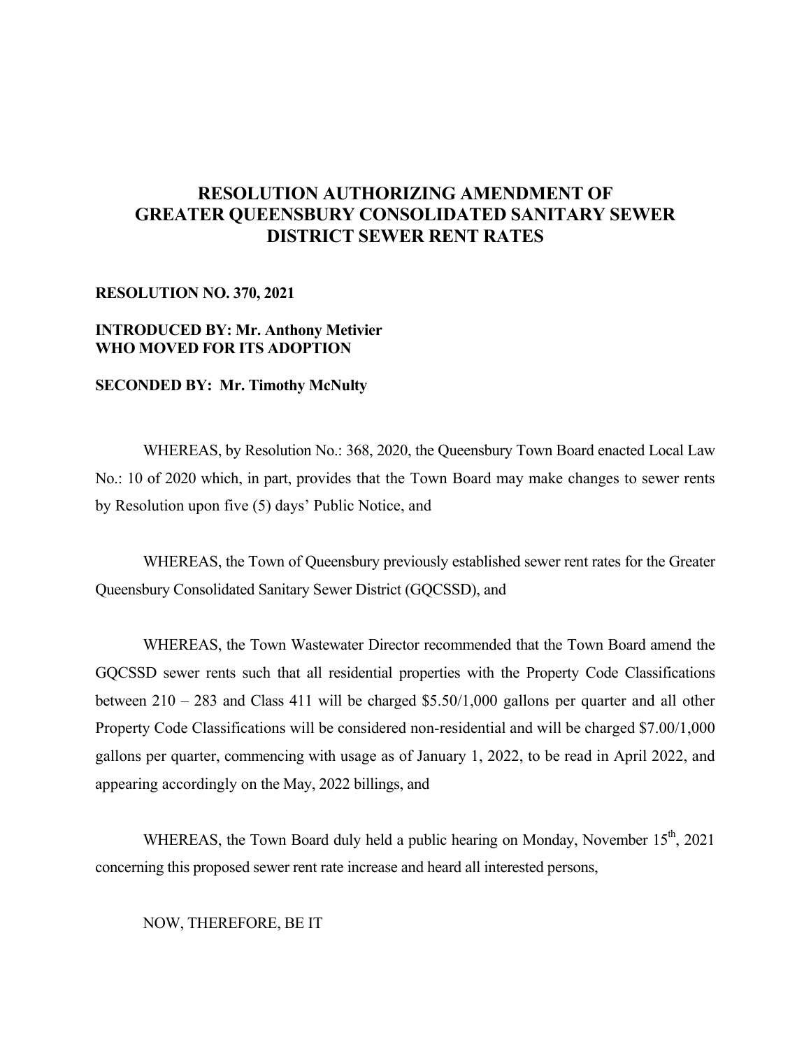# RESOLUTION AUTHORIZING AMENDMENT OF GREATER QUEENSBURY CONSOLIDATED SANITARY SEWER DISTRICT SEWER RENT RATES

**RESOLUTION NO. 370, 2021**

**INTRODUCED BY: Mr. Anthony Metivier**
**WHO MOVED FOR ITS ADOPTION**

**SECONDED BY: Mr. Timothy McNulty**

WHEREAS, by Resolution No.: 368, 2020, the Queensbury Town Board enacted Local Law No.: 10 of 2020 which, in part, provides that the Town Board may make changes to sewer rents by Resolution upon five (5) days' Public Notice, and

WHEREAS, the Town of Queensbury previously established sewer rent rates for the Greater Queensbury Consolidated Sanitary Sewer District (GQCSSD), and

WHEREAS, the Town Wastewater Director recommended that the Town Board amend the GQCSSD sewer rents such that all residential properties with the Property Code Classifications between 210 – 283 and Class 411 will be charged $5.50/1,000 gallons per quarter and all other Property Code Classifications will be considered non-residential and will be charged $7.00/1,000 gallons per quarter, commencing with usage as of January 1, 2022, to be read in April 2022, and appearing accordingly on the May, 2022 billings, and

WHEREAS, the Town Board duly held a public hearing on Monday, November 15th, 2021 concerning this proposed sewer rent rate increase and heard all interested persons,

NOW, THEREFORE, BE IT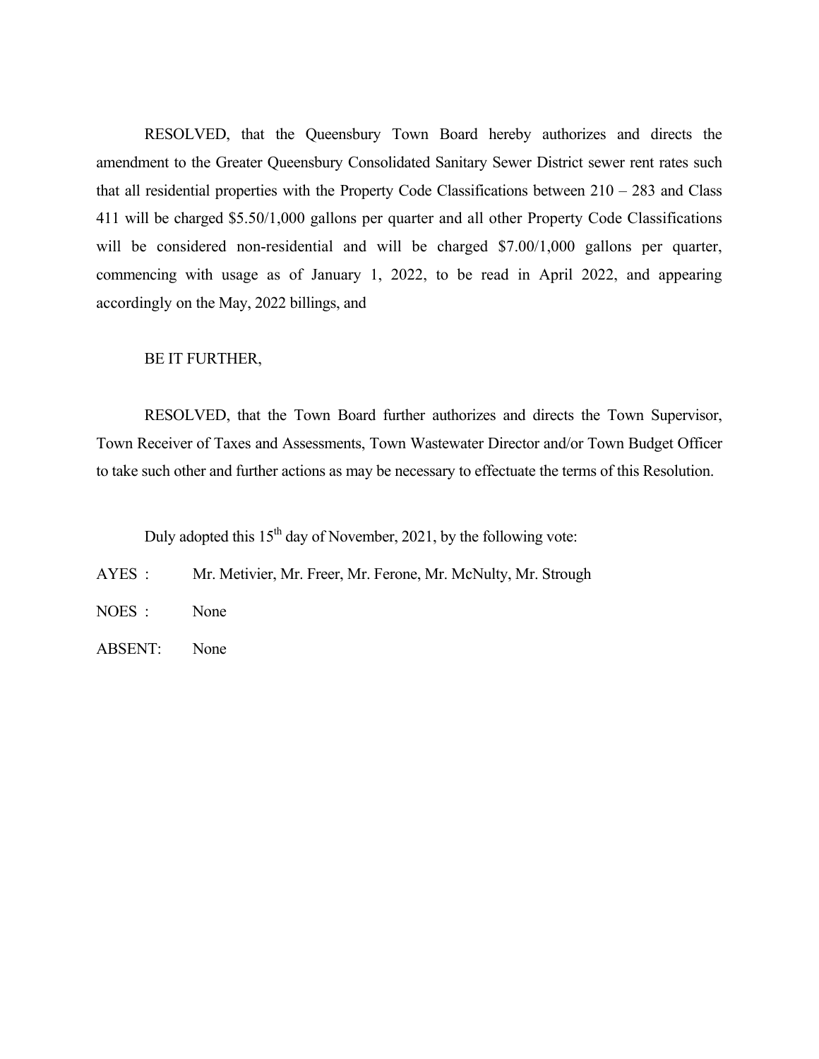RESOLVED, that the Queensbury Town Board hereby authorizes and directs the amendment to the Greater Queensbury Consolidated Sanitary Sewer District sewer rent rates such that all residential properties with the Property Code Classifications between 210 – 283 and Class 411 will be charged $5.50/1,000 gallons per quarter and all other Property Code Classifications will be considered non-residential and will be charged $7.00/1,000 gallons per quarter, commencing with usage as of January 1, 2022, to be read in April 2022, and appearing accordingly on the May, 2022 billings, and

BE IT FURTHER,

RESOLVED, that the Town Board further authorizes and directs the Town Supervisor, Town Receiver of Taxes and Assessments, Town Wastewater Director and/or Town Budget Officer to take such other and further actions as may be necessary to effectuate the terms of this Resolution.

Duly adopted this 15th day of November, 2021, by the following vote:

AYES : Mr. Metivier, Mr. Freer, Mr. Ferone, Mr. McNulty, Mr. Strough

NOES : None

ABSENT: None